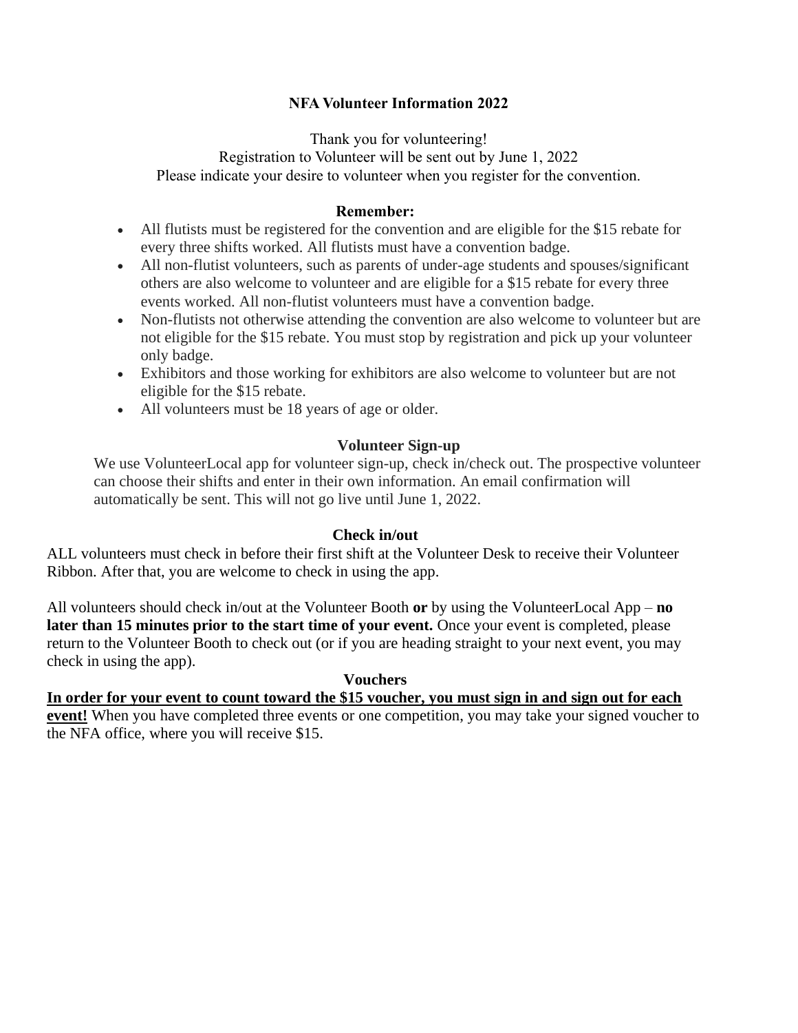# NFA Volunteer Information 2022

Thank you for volunteering!
Registration to Volunteer will be sent out by June 1, 2022
Please indicate your desire to volunteer when you register for the convention.

## Remember:

- All flutists must be registered for the convention and are eligible for the $15 rebate for every three shifts worked. All flutists must have a convention badge.
- All non-flutist volunteers, such as parents of under-age students and spouses/significant others are also welcome to volunteer and are eligible for a $15 rebate for every three events worked. All non-flutist volunteers must have a convention badge.
- Non-flutists not otherwise attending the convention are also welcome to volunteer but are not eligible for the $15 rebate. You must stop by registration and pick up your volunteer only badge.
- Exhibitors and those working for exhibitors are also welcome to volunteer but are not eligible for the $15 rebate.
- All volunteers must be 18 years of age or older.

## Volunteer Sign-up

We use VolunteerLocal app for volunteer sign-up, check in/check out. The prospective volunteer can choose their shifts and enter in their own information. An email confirmation will automatically be sent. This will not go live until June 1, 2022.

## Check in/out

ALL volunteers must check in before their first shift at the Volunteer Desk to receive their Volunteer Ribbon. After that, you are welcome to check in using the app.

All volunteers should check in/out at the Volunteer Booth **or** by using the VolunteerLocal App – **no later than 15 minutes prior to the start time of your event.** Once your event is completed, please return to the Volunteer Booth to check out (or if you are heading straight to your next event, you may check in using the app).

## Vouchers

**In order for your event to count toward the $15 voucher, you must sign in and sign out for each event!** When you have completed three events or one competition, you may take your signed voucher to the NFA office, where you will receive $15.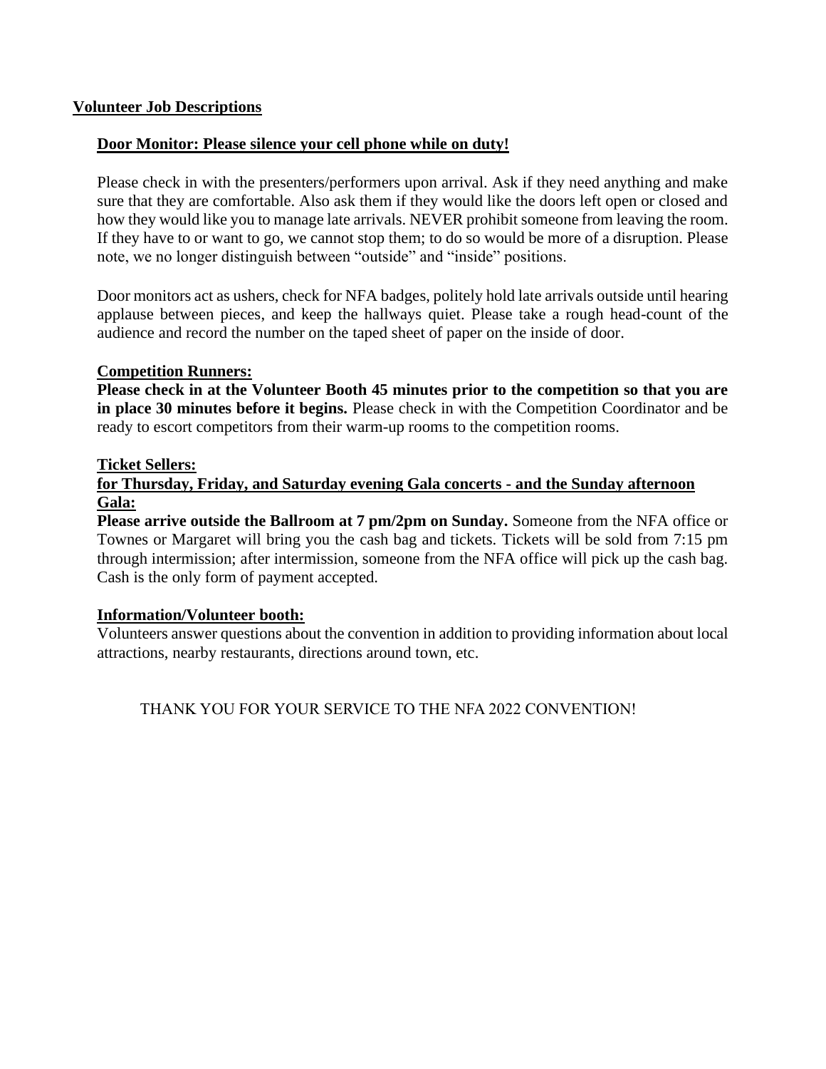## Volunteer Job Descriptions

### Door Monitor: Please silence your cell phone while on duty!

Please check in with the presenters/performers upon arrival. Ask if they need anything and make sure that they are comfortable. Also ask them if they would like the doors left open or closed and how they would like you to manage late arrivals. NEVER prohibit someone from leaving the room. If they have to or want to go, we cannot stop them; to do so would be more of a disruption. Please note, we no longer distinguish between "outside" and "inside" positions.

Door monitors act as ushers, check for NFA badges, politely hold late arrivals outside until hearing applause between pieces, and keep the hallways quiet. Please take a rough head-count of the audience and record the number on the taped sheet of paper on the inside of door.

### Competition Runners:

**Please check in at the Volunteer Booth 45 minutes prior to the competition so that you are in place 30 minutes before it begins.** Please check in with the Competition Coordinator and be ready to escort competitors from their warm-up rooms to the competition rooms.

### Ticket Sellers: for Thursday, Friday, and Saturday evening Gala concerts - and the Sunday afternoon Gala:

**Please arrive outside the Ballroom at 7 pm/2pm on Sunday.** Someone from the NFA office or Townes or Margaret will bring you the cash bag and tickets. Tickets will be sold from 7:15 pm through intermission; after intermission, someone from the NFA office will pick up the cash bag. Cash is the only form of payment accepted.

### Information/Volunteer booth:

Volunteers answer questions about the convention in addition to providing information about local attractions, nearby restaurants, directions around town, etc.

THANK YOU FOR YOUR SERVICE TO THE NFA 2022 CONVENTION!